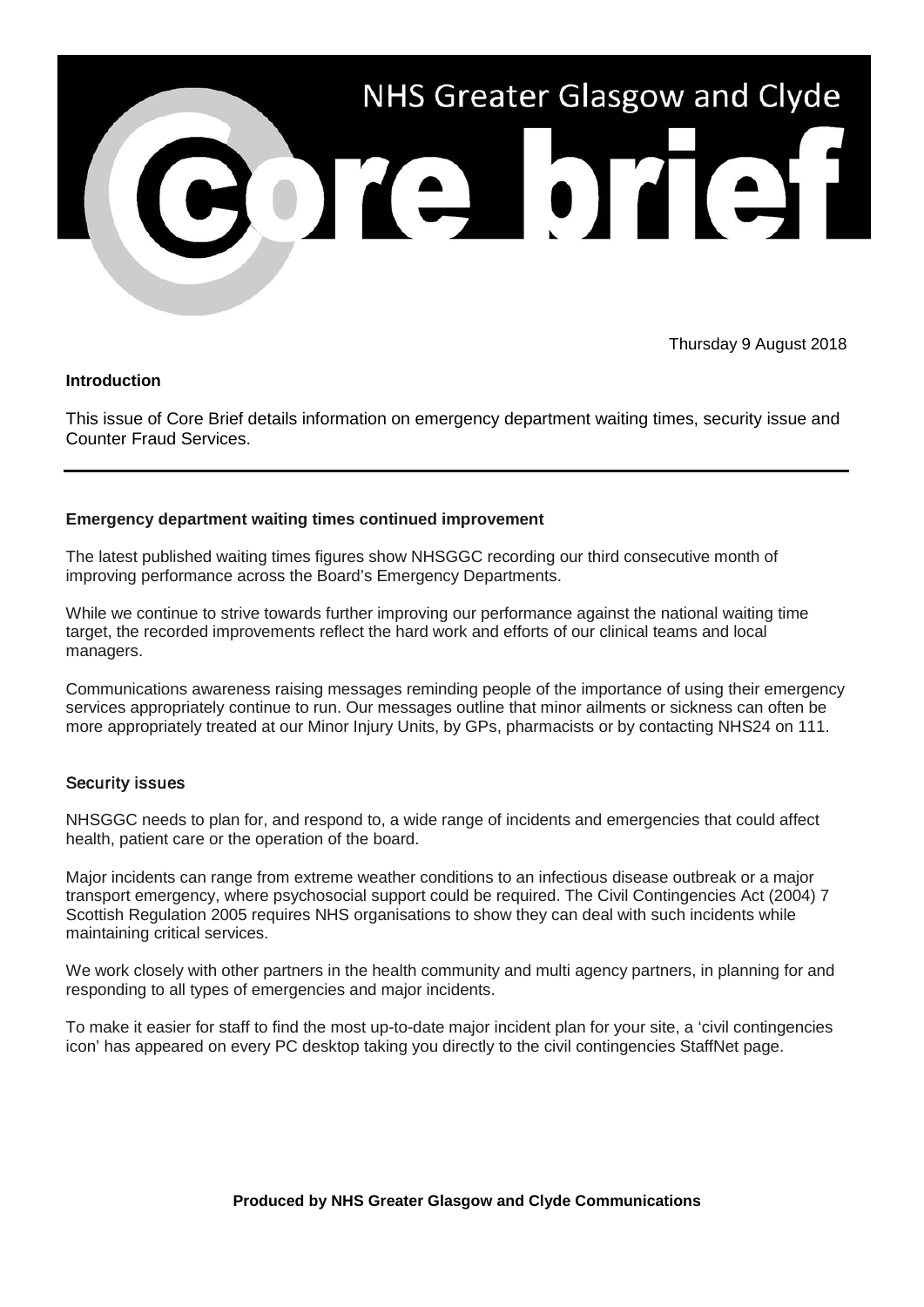# NHS Greater Glasgow and Clyde Core brief

Thursday 9 August 2018

**Introduction**

This issue of Core Brief details information on emergency department waiting times, security issue and Counter Fraud Services.

---

## Emergency department waiting times continued improvement

The latest published waiting times figures show NHSGGC recording our third consecutive month of improving performance across the Board's Emergency Departments.

While we continue to strive towards further improving our performance against the national waiting time target, the recorded improvements reflect the hard work and efforts of our clinical teams and local managers.

Communications awareness raising messages reminding people of the importance of using their emergency services appropriately continue to run. Our messages outline that minor ailments or sickness can often be more appropriately treated at our Minor Injury Units, by GPs, pharmacists or by contacting NHS24 on 111.

## Security issues

NHSGGC needs to plan for, and respond to, a wide range of incidents and emergencies that could affect health, patient care or the operation of the board.

Major incidents can range from extreme weather conditions to an infectious disease outbreak or a major transport emergency, where psychosocial support could be required. The Civil Contingencies Act (2004) 7 Scottish Regulation 2005 requires NHS organisations to show they can deal with such incidents while maintaining critical services.

We work closely with other partners in the health community and multi agency partners, in planning for and responding to all types of emergencies and major incidents.

To make it easier for staff to find the most up-to-date major incident plan for your site, a 'civil contingencies icon' has appeared on every PC desktop taking you directly to the civil contingencies StaffNet page.

**Produced by NHS Greater Glasgow and Clyde Communications**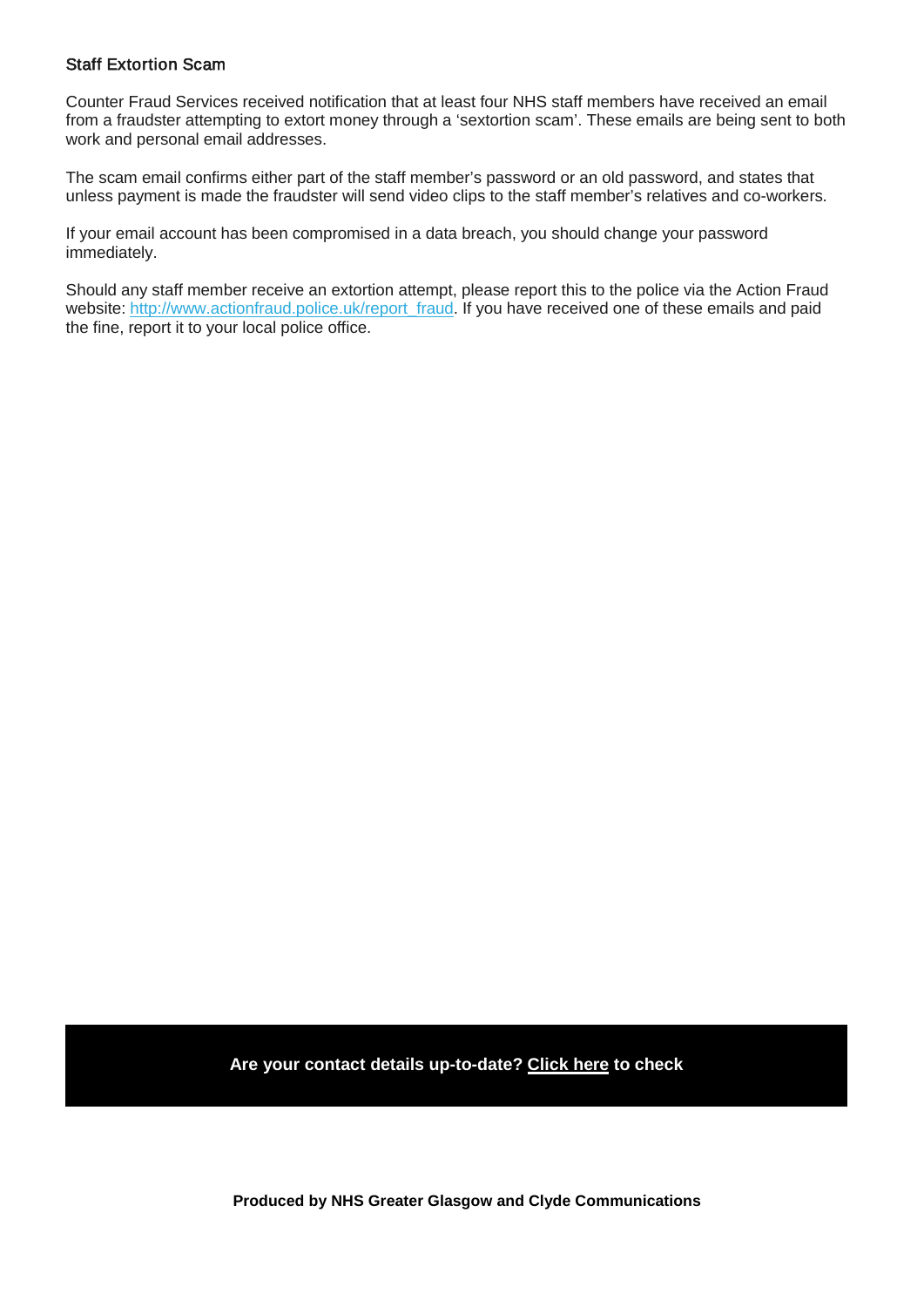### Staff Extortion Scam

Counter Fraud Services received notification that at least four NHS staff members have received an email from a fraudster attempting to extort money through a 'sextortion scam'. These emails are being sent to both work and personal email addresses.

The scam email confirms either part of the staff member's password or an old password, and states that unless payment is made the fraudster will send video clips to the staff member's relatives and co-workers.

If your email account has been compromised in a data breach, you should change your password immediately.

Should any staff member receive an extortion attempt, please report this to the police via the Action Fraud website: http://www.actionfraud.police.uk/report_fraud. If you have received one of these emails and paid the fine, report it to your local police office.

**Are your contact details up-to-date? Click here to check**

**Produced by NHS Greater Glasgow and Clyde Communications**